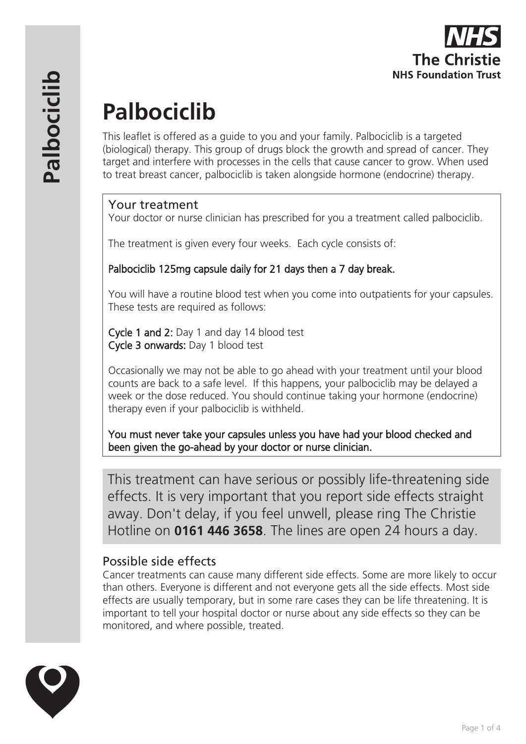# Palbociclib

This leaflet is offered as a guide to you and your family. Palbociclib is a targeted (biological) therapy. This group of drugs block the growth and spread of cancer. They target and interfere with processes in the cells that cause cancer to grow. When used to treat breast cancer, palbociclib is taken alongside hormone (endocrine) therapy.

## Your treatment

Your doctor or nurse clinician has prescribed for you a treatment called palbociclib.

The treatment is given every four weeks. Each cycle consists of:

**Palbociclib 125mg capsule daily for 21 days then a 7 day break.**

You will have a routine blood test when you come into outpatients for your capsules. These tests are required as follows:

**Cycle 1 and 2:** Day 1 and day 14 blood test
**Cycle 3 onwards:** Day 1 blood test

Occasionally we may not be able to go ahead with your treatment until your blood counts are back to a safe level. If this happens, your palbociclib may be delayed a week or the dose reduced. You should continue taking your hormone (endocrine) therapy even if your palbociclib is withheld.

**You must never take your capsules unless you have had your blood checked and been given the go-ahead by your doctor or nurse clinician.**

This treatment can have serious or possibly life-threatening side effects. It is very important that you report side effects straight away. Don't delay, if you feel unwell, please ring The Christie Hotline on **0161 446 3658**. The lines are open 24 hours a day.

## Possible side effects

Cancer treatments can cause many different side effects. Some are more likely to occur than others. Everyone is different and not everyone gets all the side effects. Most side effects are usually temporary, but in some rare cases they can be life threatening. It is important to tell your hospital doctor or nurse about any side effects so they can be monitored, and where possible, treated.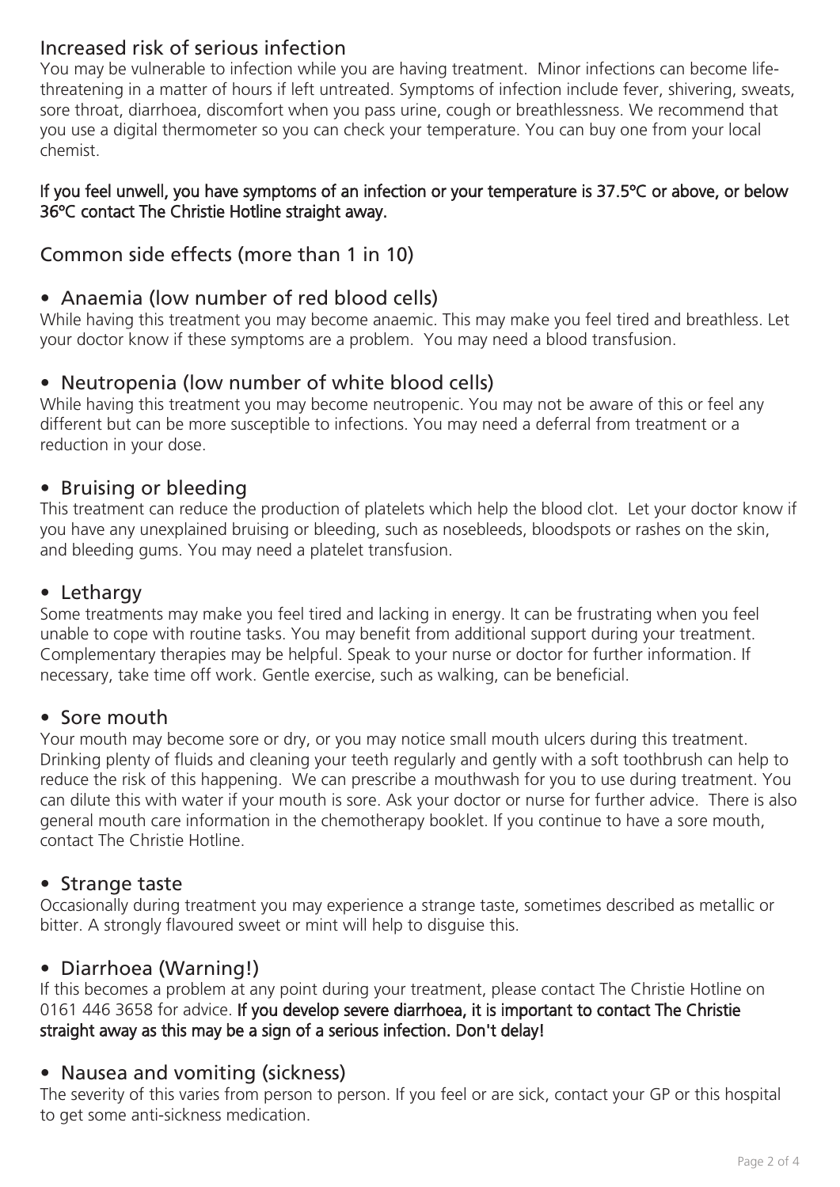## Increased risk of serious infection

You may be vulnerable to infection while you are having treatment. Minor infections can become life-threatening in a matter of hours if left untreated. Symptoms of infection include fever, shivering, sweats, sore throat, diarrhoea, discomfort when you pass urine, cough or breathlessness. We recommend that you use a digital thermometer so you can check your temperature. You can buy one from your local chemist.

**If you feel unwell, you have symptoms of an infection or your temperature is 37.5ºC or above, or below 36ºC contact The Christie Hotline straight away.**

## Common side effects (more than 1 in 10)

### • Anaemia (low number of red blood cells)

While having this treatment you may become anaemic. This may make you feel tired and breathless. Let your doctor know if these symptoms are a problem. You may need a blood transfusion.

### • Neutropenia (low number of white blood cells)

While having this treatment you may become neutropenic. You may not be aware of this or feel any different but can be more susceptible to infections. You may need a deferral from treatment or a reduction in your dose.

### • Bruising or bleeding

This treatment can reduce the production of platelets which help the blood clot. Let your doctor know if you have any unexplained bruising or bleeding, such as nosebleeds, bloodspots or rashes on the skin, and bleeding gums. You may need a platelet transfusion.

### • Lethargy

Some treatments may make you feel tired and lacking in energy. It can be frustrating when you feel unable to cope with routine tasks. You may benefit from additional support during your treatment. Complementary therapies may be helpful. Speak to your nurse or doctor for further information. If necessary, take time off work. Gentle exercise, such as walking, can be beneficial.

### • Sore mouth

Your mouth may become sore or dry, or you may notice small mouth ulcers during this treatment. Drinking plenty of fluids and cleaning your teeth regularly and gently with a soft toothbrush can help to reduce the risk of this happening. We can prescribe a mouthwash for you to use during treatment. You can dilute this with water if your mouth is sore. Ask your doctor or nurse for further advice. There is also general mouth care information in the chemotherapy booklet. If you continue to have a sore mouth, contact The Christie Hotline.

### • Strange taste

Occasionally during treatment you may experience a strange taste, sometimes described as metallic or bitter. A strongly flavoured sweet or mint will help to disguise this.

### • Diarrhoea (Warning!)

If this becomes a problem at any point during your treatment, please contact The Christie Hotline on 0161 446 3658 for advice. **If you develop severe diarrhoea, it is important to contact The Christie straight away as this may be a sign of a serious infection. Don't delay!**

### • Nausea and vomiting (sickness)

The severity of this varies from person to person. If you feel or are sick, contact your GP or this hospital to get some anti-sickness medication.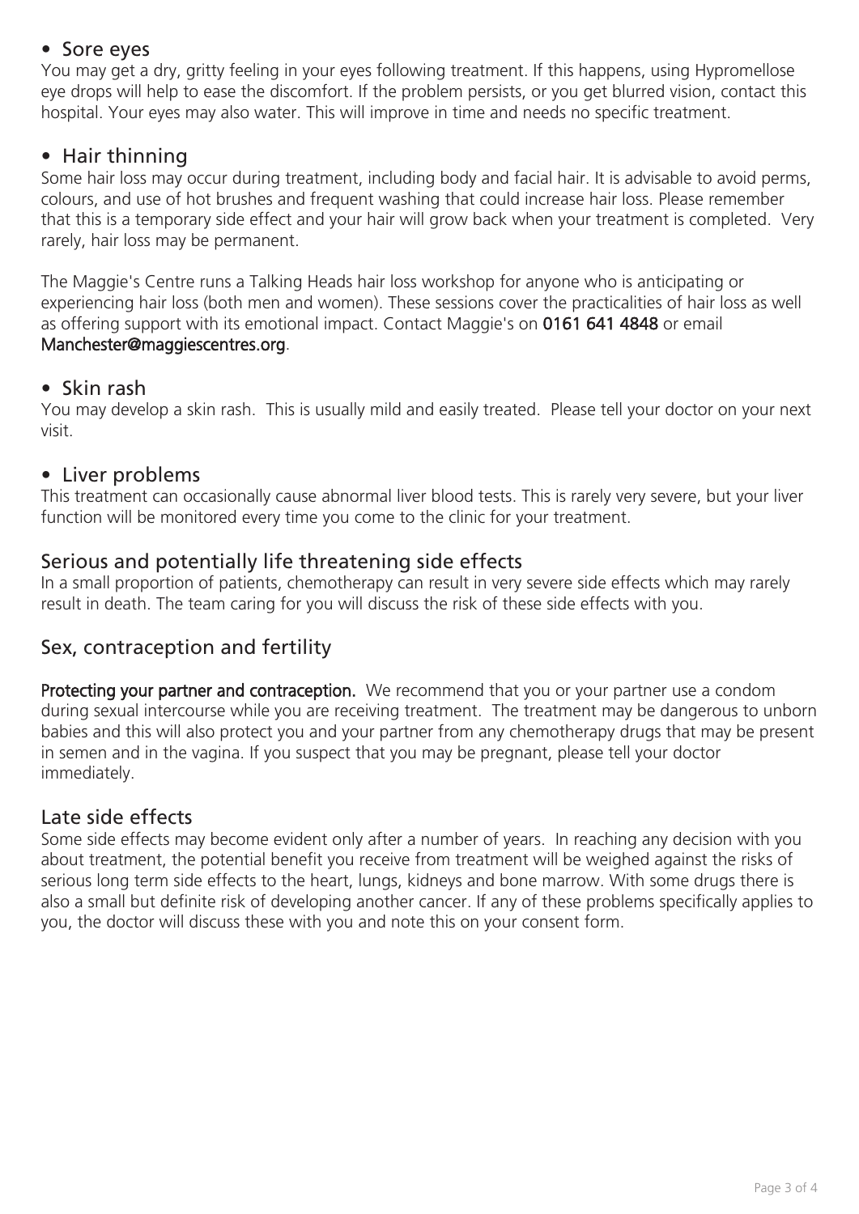- Sore eyes

You may get a dry, gritty feeling in your eyes following treatment. If this happens, using Hypromellose eye drops will help to ease the discomfort. If the problem persists, or you get blurred vision, contact this hospital. Your eyes may also water. This will improve in time and needs no specific treatment.

- Hair thinning

Some hair loss may occur during treatment, including body and facial hair. It is advisable to avoid perms, colours, and use of hot brushes and frequent washing that could increase hair loss. Please remember that this is a temporary side effect and your hair will grow back when your treatment is completed. Very rarely, hair loss may be permanent.

The Maggie's Centre runs a Talking Heads hair loss workshop for anyone who is anticipating or experiencing hair loss (both men and women). These sessions cover the practicalities of hair loss as well as offering support with its emotional impact. Contact Maggie's on **0161 641 4848** or email **Manchester@maggiescentres.org**.

- Skin rash

You may develop a skin rash. This is usually mild and easily treated. Please tell your doctor on your next visit.

- Liver problems

This treatment can occasionally cause abnormal liver blood tests. This is rarely very severe, but your liver function will be monitored every time you come to the clinic for your treatment.

## Serious and potentially life threatening side effects

In a small proportion of patients, chemotherapy can result in very severe side effects which may rarely result in death. The team caring for you will discuss the risk of these side effects with you.

## Sex, contraception and fertility

**Protecting your partner and contraception.** We recommend that you or your partner use a condom during sexual intercourse while you are receiving treatment. The treatment may be dangerous to unborn babies and this will also protect you and your partner from any chemotherapy drugs that may be present in semen and in the vagina. If you suspect that you may be pregnant, please tell your doctor immediately.

## Late side effects

Some side effects may become evident only after a number of years. In reaching any decision with you about treatment, the potential benefit you receive from treatment will be weighed against the risks of serious long term side effects to the heart, lungs, kidneys and bone marrow. With some drugs there is also a small but definite risk of developing another cancer. If any of these problems specifically applies to you, the doctor will discuss these with you and note this on your consent form.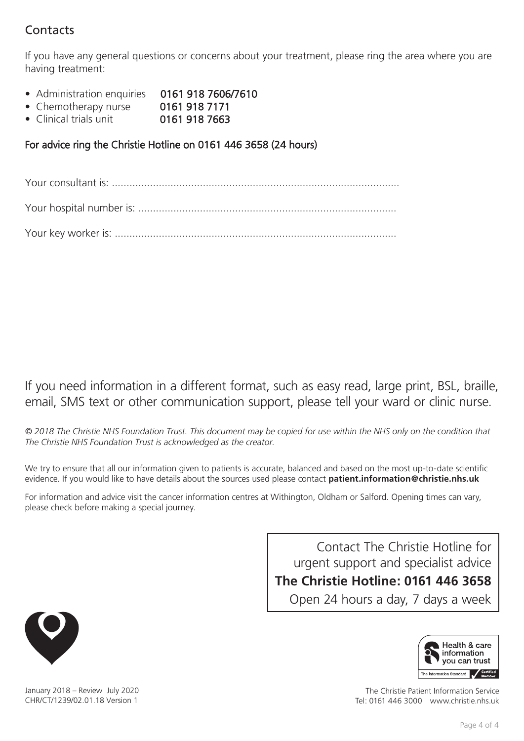## Contacts

If you have any general questions or concerns about your treatment, please ring the area where you are having treatment:

- Administration enquiries 0161 918 7606/7610
- Chemotherapy nurse 0161 918 7171
- Clinical trials unit 0161 918 7663

For advice ring the Christie Hotline on 0161 446 3658 (24 hours)

Your consultant is: ..................................................................................................

Your hospital number is: ......................................................................................

Your key worker is: ...............................................................................................

If you need information in a different format, such as easy read, large print, BSL, braille, email, SMS text or other communication support, please tell your ward or clinic nurse.

*© 2018 The Christie NHS Foundation Trust. This document may be copied for use within the NHS only on the condition that The Christie NHS Foundation Trust is acknowledged as the creator.*

We try to ensure that all our information given to patients is accurate, balanced and based on the most up-to-date scientific evidence. If you would like to have details about the sources used please contact **patient.information@christie.nhs.uk**

For information and advice visit the cancer information centres at Withington, Oldham or Salford. Opening times can vary, please check before making a special journey.

Contact The Christie Hotline for urgent support and specialist advice
**The Christie Hotline: 0161 446 3658**
Open 24 hours a day, 7 days a week

Health & care information you can trust
The Information Standard Certified Member

January 2018 – Review July 2020
CHR/CT/1239/02.01.18 Version 1

The Christie Patient Information Service
Tel: 0161 446 3000 www.christie.nhs.uk